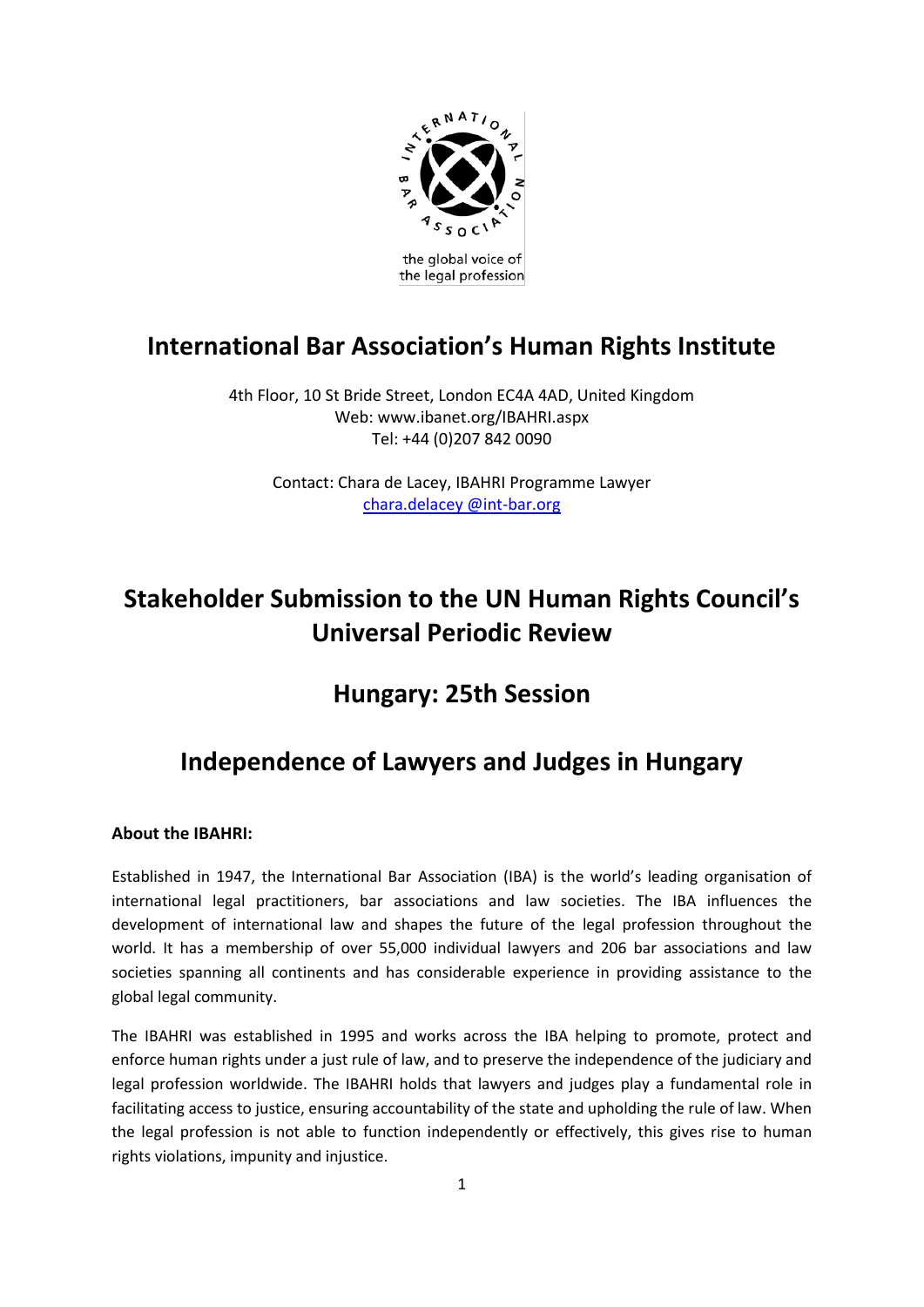INTERNATIONAL BAR ASSOCIATION

the global voice of the legal profession

# International Bar Association's Human Rights Institute

4th Floor, 10 St Bride Street, London EC4A 4AD, United Kingdom
Web: www.ibanet.org/IBAHRI.aspx
Tel: +44 (0)207 842 0090

Contact: Chara de Lacey, IBAHRI Programme Lawyer
chara.delacey @int-bar.org

# Stakeholder Submission to the UN Human Rights Council's Universal Periodic Review

## Hungary: 25th Session

## Independence of Lawyers and Judges in Hungary

**About the IBAHRI:**

Established in 1947, the International Bar Association (IBA) is the world's leading organisation of international legal practitioners, bar associations and law societies. The IBA influences the development of international law and shapes the future of the legal profession throughout the world. It has a membership of over 55,000 individual lawyers and 206 bar associations and law societies spanning all continents and has considerable experience in providing assistance to the global legal community.

The IBAHRI was established in 1995 and works across the IBA helping to promote, protect and enforce human rights under a just rule of law, and to preserve the independence of the judiciary and legal profession worldwide. The IBAHRI holds that lawyers and judges play a fundamental role in facilitating access to justice, ensuring accountability of the state and upholding the rule of law. When the legal profession is not able to function independently or effectively, this gives rise to human rights violations, impunity and injustice.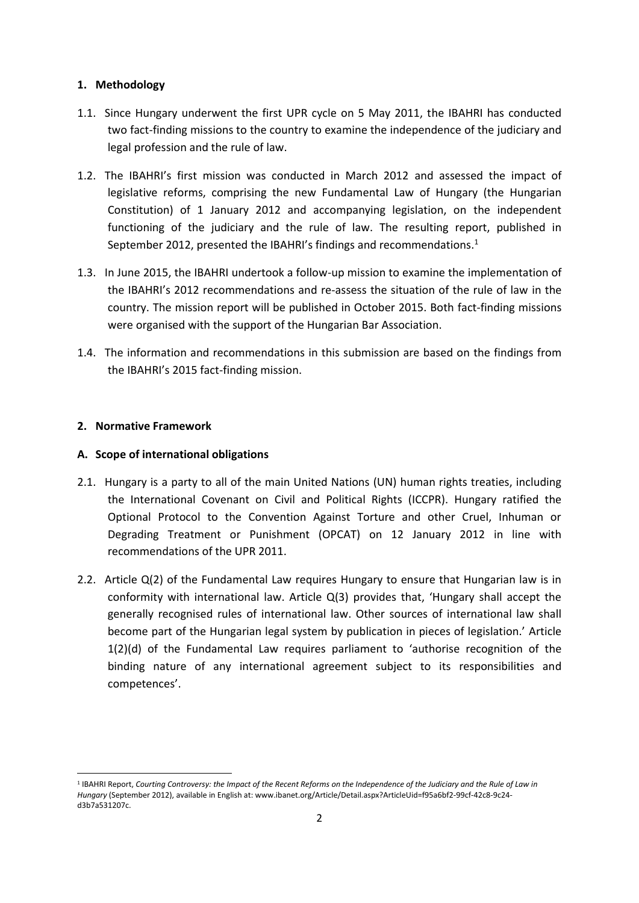## 1. Methodology

1.1. Since Hungary underwent the first UPR cycle on 5 May 2011, the IBAHRI has conducted two fact-finding missions to the country to examine the independence of the judiciary and legal profession and the rule of law.

1.2. The IBAHRI's first mission was conducted in March 2012 and assessed the impact of legislative reforms, comprising the new Fundamental Law of Hungary (the Hungarian Constitution) of 1 January 2012 and accompanying legislation, on the independent functioning of the judiciary and the rule of law. The resulting report, published in September 2012, presented the IBAHRI's findings and recommendations.[1]

1.3. In June 2015, the IBAHRI undertook a follow-up mission to examine the implementation of the IBAHRI's 2012 recommendations and re-assess the situation of the rule of law in the country. The mission report will be published in October 2015. Both fact-finding missions were organised with the support of the Hungarian Bar Association.

1.4. The information and recommendations in this submission are based on the findings from the IBAHRI's 2015 fact-finding mission.

## 2. Normative Framework

### A. Scope of international obligations

2.1. Hungary is a party to all of the main United Nations (UN) human rights treaties, including the International Covenant on Civil and Political Rights (ICCPR). Hungary ratified the Optional Protocol to the Convention Against Torture and other Cruel, Inhuman or Degrading Treatment or Punishment (OPCAT) on 12 January 2012 in line with recommendations of the UPR 2011.

2.2. Article Q(2) of the Fundamental Law requires Hungary to ensure that Hungarian law is in conformity with international law. Article Q(3) provides that, 'Hungary shall accept the generally recognised rules of international law. Other sources of international law shall become part of the Hungarian legal system by publication in pieces of legislation.' Article 1(2)(d) of the Fundamental Law requires parliament to 'authorise recognition of the binding nature of any international agreement subject to its responsibilities and competences'.

---

[1] IBAHRI Report, *Courting Controversy: the Impact of the Recent Reforms on the Independence of the Judiciary and the Rule of Law in Hungary* (September 2012), available in English at: www.ibanet.org/Article/Detail.aspx?ArticleUid=f95a6bf2-99cf-42c8-9c24-d3b7a531207c.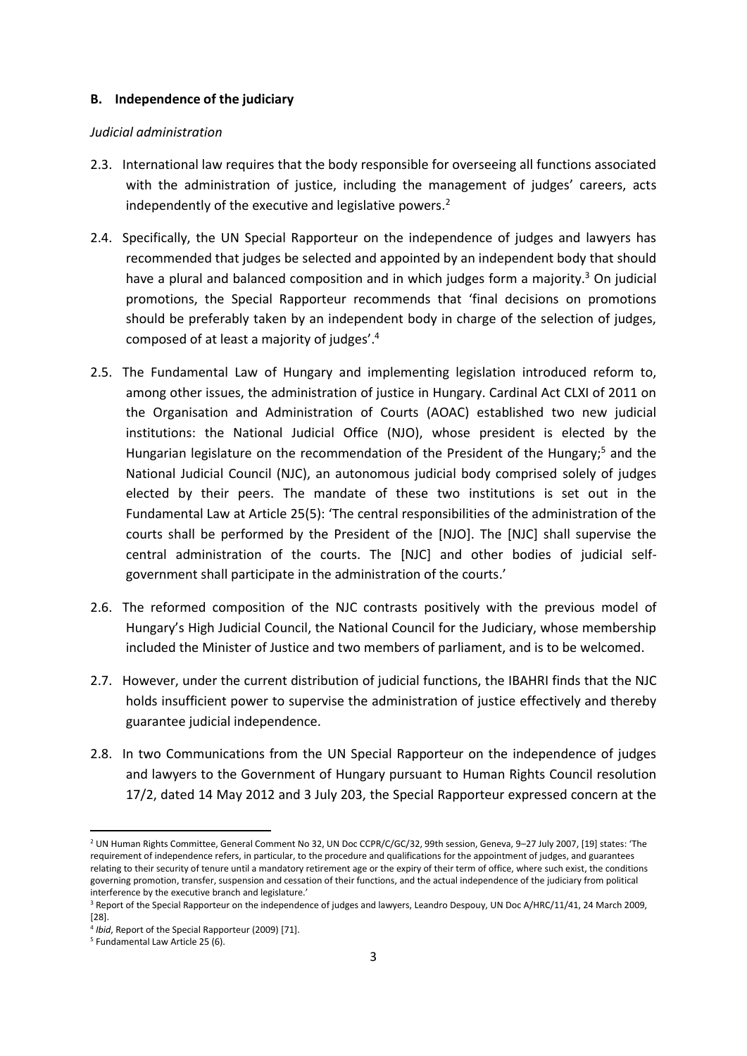## B. Independence of the judiciary

*Judicial administration*

2.3. International law requires that the body responsible for overseeing all functions associated with the administration of justice, including the management of judges' careers, acts independently of the executive and legislative powers.[2]

2.4. Specifically, the UN Special Rapporteur on the independence of judges and lawyers has recommended that judges be selected and appointed by an independent body that should have a plural and balanced composition and in which judges form a majority.[3] On judicial promotions, the Special Rapporteur recommends that 'final decisions on promotions should be preferably taken by an independent body in charge of the selection of judges, composed of at least a majority of judges'.[4]

2.5. The Fundamental Law of Hungary and implementing legislation introduced reform to, among other issues, the administration of justice in Hungary. Cardinal Act CLXI of 2011 on the Organisation and Administration of Courts (AOAC) established two new judicial institutions: the National Judicial Office (NJO), whose president is elected by the Hungarian legislature on the recommendation of the President of the Hungary;[5] and the National Judicial Council (NJC), an autonomous judicial body comprised solely of judges elected by their peers. The mandate of these two institutions is set out in the Fundamental Law at Article 25(5): 'The central responsibilities of the administration of the courts shall be performed by the President of the [NJO]. The [NJC] shall supervise the central administration of the courts. The [NJC] and other bodies of judicial self-government shall participate in the administration of the courts.'

2.6. The reformed composition of the NJC contrasts positively with the previous model of Hungary's High Judicial Council, the National Council for the Judiciary, whose membership included the Minister of Justice and two members of parliament, and is to be welcomed.

2.7. However, under the current distribution of judicial functions, the IBAHRI finds that the NJC holds insufficient power to supervise the administration of justice effectively and thereby guarantee judicial independence.

2.8. In two Communications from the UN Special Rapporteur on the independence of judges and lawyers to the Government of Hungary pursuant to Human Rights Council resolution 17/2, dated 14 May 2012 and 3 July 203, the Special Rapporteur expressed concern at the

---

[2] UN Human Rights Committee, General Comment No 32, UN Doc CCPR/C/GC/32, 99th session, Geneva, 9–27 July 2007, [19] states: 'The requirement of independence refers, in particular, to the procedure and qualifications for the appointment of judges, and guarantees relating to their security of tenure until a mandatory retirement age or the expiry of their term of office, where such exist, the conditions governing promotion, transfer, suspension and cessation of their functions, and the actual independence of the judiciary from political interference by the executive branch and legislature.'

[3] Report of the Special Rapporteur on the independence of judges and lawyers, Leandro Despouy, UN Doc A/HRC/11/41, 24 March 2009, [28].

[4] *Ibid*, Report of the Special Rapporteur (2009) [71].

[5] Fundamental Law Article 25 (6).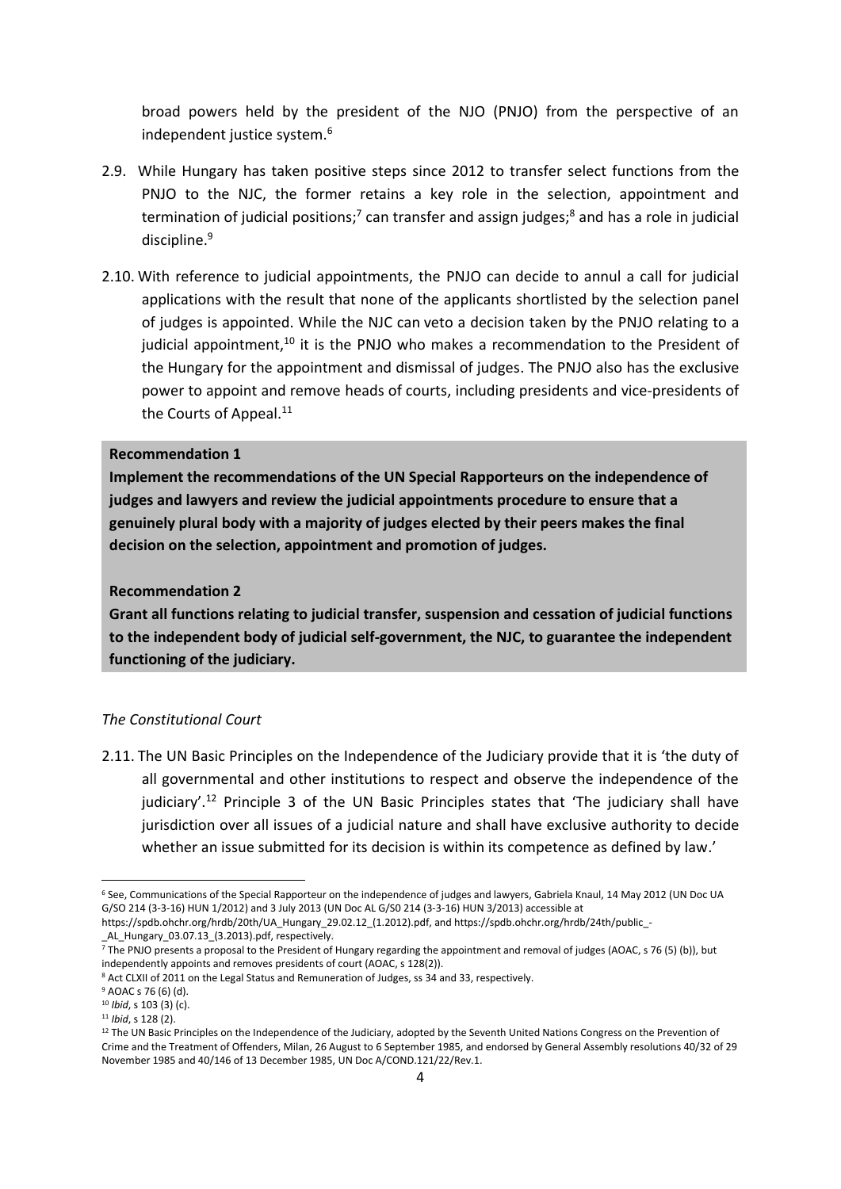broad powers held by the president of the NJO (PNJO) from the perspective of an independent justice system.[6]

2.9. While Hungary has taken positive steps since 2012 to transfer select functions from the PNJO to the NJC, the former retains a key role in the selection, appointment and termination of judicial positions;[7] can transfer and assign judges;[8] and has a role in judicial discipline.[9]

2.10. With reference to judicial appointments, the PNJO can decide to annul a call for judicial applications with the result that none of the applicants shortlisted by the selection panel of judges is appointed. While the NJC can veto a decision taken by the PNJO relating to a judicial appointment,[10] it is the PNJO who makes a recommendation to the President of the Hungary for the appointment and dismissal of judges. The PNJO also has the exclusive power to appoint and remove heads of courts, including presidents and vice-presidents of the Courts of Appeal.[11]

**Recommendation 1**

**Implement the recommendations of the UN Special Rapporteurs on the independence of judges and lawyers and review the judicial appointments procedure to ensure that a genuinely plural body with a majority of judges elected by their peers makes the final decision on the selection, appointment and promotion of judges.**

**Recommendation 2**

**Grant all functions relating to judicial transfer, suspension and cessation of judicial functions to the independent body of judicial self-government, the NJC, to guarantee the independent functioning of the judiciary.**

*The Constitutional Court*

2.11. The UN Basic Principles on the Independence of the Judiciary provide that it is 'the duty of all governmental and other institutions to respect and observe the independence of the judiciary'.[12] Principle 3 of the UN Basic Principles states that 'The judiciary shall have jurisdiction over all issues of a judicial nature and shall have exclusive authority to decide whether an issue submitted for its decision is within its competence as defined by law.'

---

[6] See, Communications of the Special Rapporteur on the independence of judges and lawyers, Gabriela Knaul, 14 May 2012 (UN Doc UA G/SO 214 (3-3-16) HUN 1/2012) and 3 July 2013 (UN Doc AL G/S0 214 (3-3-16) HUN 3/2013) accessible at https://spdb.ohchr.org/hrdb/20th/UA_Hungary_29.02.12_(1.2012).pdf, and https://spdb.ohchr.org/hrdb/24th/public_-_AL_Hungary_03.07.13_(3.2013).pdf, respectively.

[7] The PNJO presents a proposal to the President of Hungary regarding the appointment and removal of judges (AOAC, s 76 (5) (b)), but independently appoints and removes presidents of court (AOAC, s 128(2)).

[8] Act CLXII of 2011 on the Legal Status and Remuneration of Judges, ss 34 and 33, respectively.

[9] AOAC s 76 (6) (d).

[10] *Ibid*, s 103 (3) (c).

[11] *Ibid*, s 128 (2).

[12] The UN Basic Principles on the Independence of the Judiciary, adopted by the Seventh United Nations Congress on the Prevention of Crime and the Treatment of Offenders, Milan, 26 August to 6 September 1985, and endorsed by General Assembly resolutions 40/32 of 29 November 1985 and 40/146 of 13 December 1985, UN Doc A/COND.121/22/Rev.1.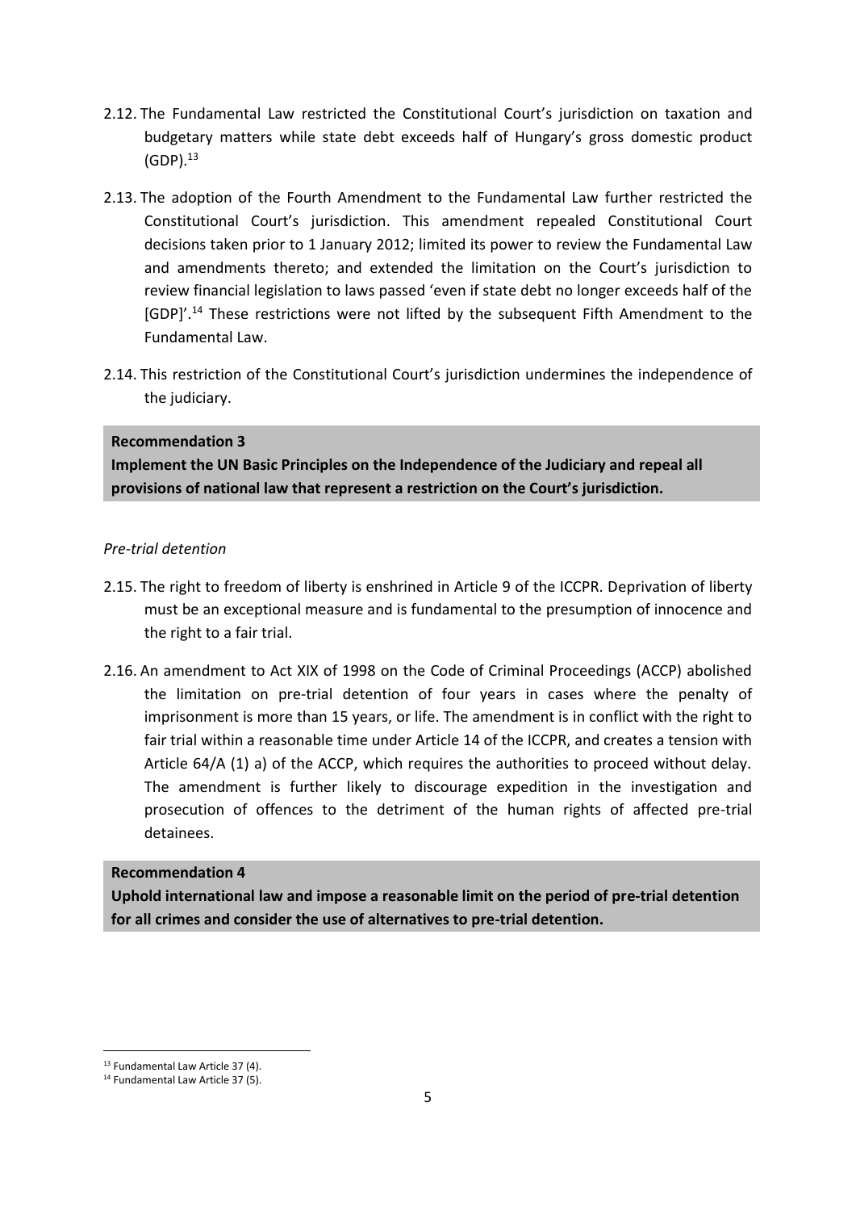2.12. The Fundamental Law restricted the Constitutional Court's jurisdiction on taxation and budgetary matters while state debt exceeds half of Hungary's gross domestic product (GDP).[13]

2.13. The adoption of the Fourth Amendment to the Fundamental Law further restricted the Constitutional Court's jurisdiction. This amendment repealed Constitutional Court decisions taken prior to 1 January 2012; limited its power to review the Fundamental Law and amendments thereto; and extended the limitation on the Court's jurisdiction to review financial legislation to laws passed 'even if state debt no longer exceeds half of the [GDP]'.[14] These restrictions were not lifted by the subsequent Fifth Amendment to the Fundamental Law.

2.14. This restriction of the Constitutional Court's jurisdiction undermines the independence of the judiciary.

**Recommendation 3**
**Implement the UN Basic Principles on the Independence of the Judiciary and repeal all provisions of national law that represent a restriction on the Court's jurisdiction.**

*Pre-trial detention*

2.15. The right to freedom of liberty is enshrined in Article 9 of the ICCPR. Deprivation of liberty must be an exceptional measure and is fundamental to the presumption of innocence and the right to a fair trial.

2.16. An amendment to Act XIX of 1998 on the Code of Criminal Proceedings (ACCP) abolished the limitation on pre-trial detention of four years in cases where the penalty of imprisonment is more than 15 years, or life. The amendment is in conflict with the right to fair trial within a reasonable time under Article 14 of the ICCPR, and creates a tension with Article 64/A (1) a) of the ACCP, which requires the authorities to proceed without delay. The amendment is further likely to discourage expedition in the investigation and prosecution of offences to the detriment of the human rights of affected pre-trial detainees.

**Recommendation 4**
**Uphold international law and impose a reasonable limit on the period of pre-trial detention for all crimes and consider the use of alternatives to pre-trial detention.**

---

[13] Fundamental Law Article 37 (4).
[14] Fundamental Law Article 37 (5).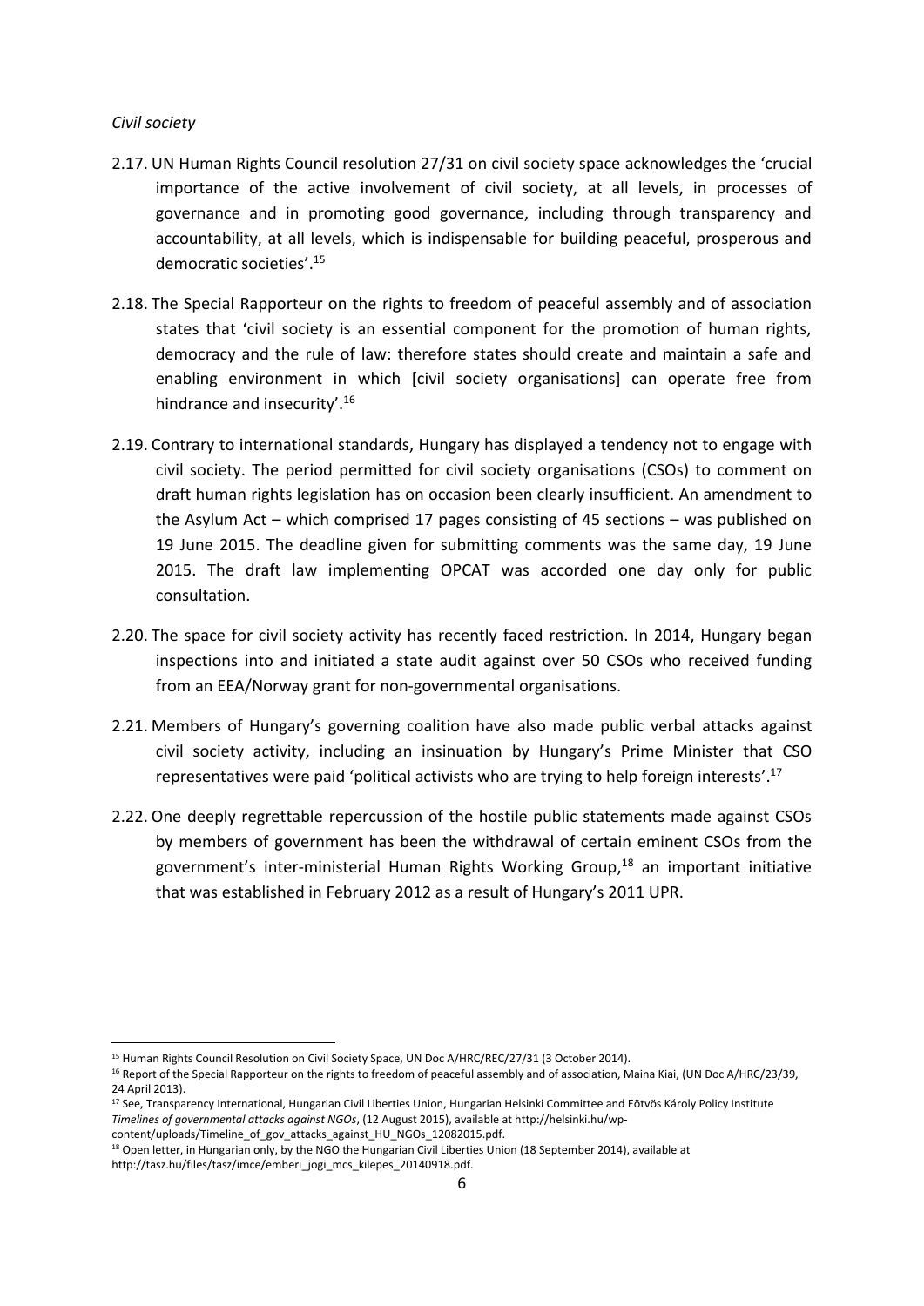*Civil society*

2.17. UN Human Rights Council resolution 27/31 on civil society space acknowledges the 'crucial importance of the active involvement of civil society, at all levels, in processes of governance and in promoting good governance, including through transparency and accountability, at all levels, which is indispensable for building peaceful, prosperous and democratic societies'.[15]

2.18. The Special Rapporteur on the rights to freedom of peaceful assembly and of association states that 'civil society is an essential component for the promotion of human rights, democracy and the rule of law: therefore states should create and maintain a safe and enabling environment in which [civil society organisations] can operate free from hindrance and insecurity'.[16]

2.19. Contrary to international standards, Hungary has displayed a tendency not to engage with civil society. The period permitted for civil society organisations (CSOs) to comment on draft human rights legislation has on occasion been clearly insufficient. An amendment to the Asylum Act – which comprised 17 pages consisting of 45 sections – was published on 19 June 2015. The deadline given for submitting comments was the same day, 19 June 2015. The draft law implementing OPCAT was accorded one day only for public consultation.

2.20. The space for civil society activity has recently faced restriction. In 2014, Hungary began inspections into and initiated a state audit against over 50 CSOs who received funding from an EEA/Norway grant for non-governmental organisations.

2.21. Members of Hungary's governing coalition have also made public verbal attacks against civil society activity, including an insinuation by Hungary's Prime Minister that CSO representatives were paid 'political activists who are trying to help foreign interests'.[17]

2.22. One deeply regrettable repercussion of the hostile public statements made against CSOs by members of government has been the withdrawal of certain eminent CSOs from the government's inter-ministerial Human Rights Working Group,[18] an important initiative that was established in February 2012 as a result of Hungary's 2011 UPR.

---

[15] Human Rights Council Resolution on Civil Society Space, UN Doc A/HRC/REC/27/31 (3 October 2014).

[16] Report of the Special Rapporteur on the rights to freedom of peaceful assembly and of association, Maina Kiai, (UN Doc A/HRC/23/39, 24 April 2013).

[17] See, Transparency International, Hungarian Civil Liberties Union, Hungarian Helsinki Committee and Eötvös Károly Policy Institute *Timelines of governmental attacks against NGOs*, (12 August 2015), available at http://helsinki.hu/wp-content/uploads/Timeline_of_gov_attacks_against_HU_NGOs_12082015.pdf.

[18] Open letter, in Hungarian only, by the NGO the Hungarian Civil Liberties Union (18 September 2014), available at http://tasz.hu/files/tasz/imce/emberi_jogi_mcs_kilepes_20140918.pdf.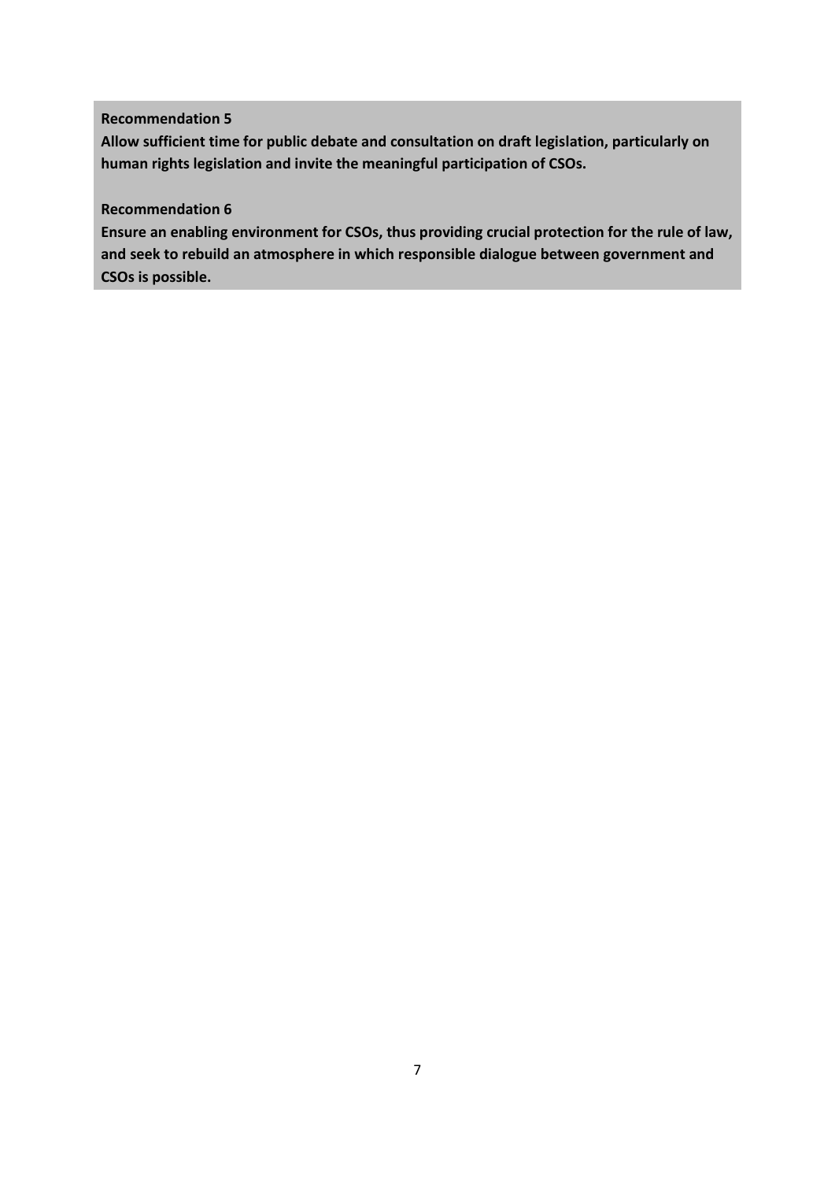**Recommendation 5**

**Allow sufficient time for public debate and consultation on draft legislation, particularly on human rights legislation and invite the meaningful participation of CSOs.**

**Recommendation 6**

**Ensure an enabling environment for CSOs, thus providing crucial protection for the rule of law, and seek to rebuild an atmosphere in which responsible dialogue between government and CSOs is possible.**